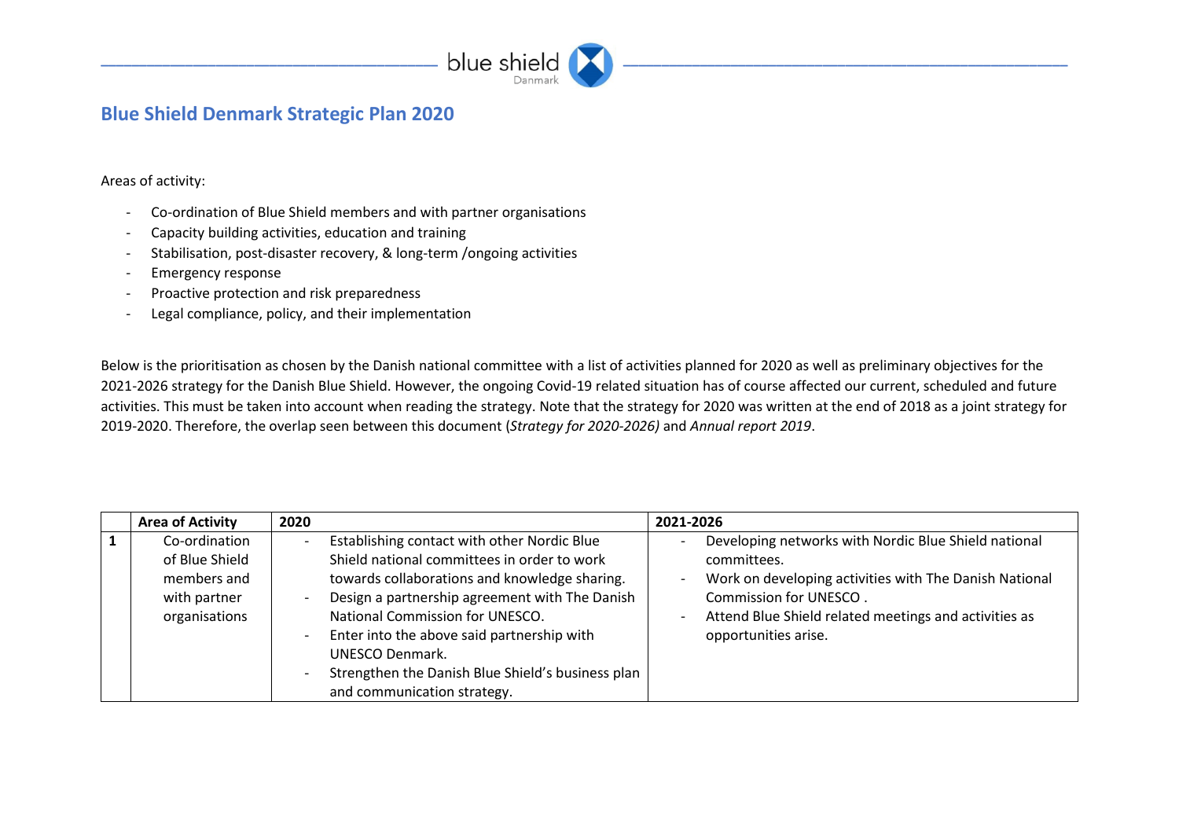# Blue Shield Denmark Strategic Plan 2020

Areas of activity:

- Co-ordination of Blue Shield members and with partner organisations
- Capacity building activities, education and training
- Stabilisation, post-disaster recovery, & long-term /ongoing activities
- Emergency response
- Proactive protection and risk preparedness
- Legal compliance, policy, and their implementation

Below is the prioritisation as chosen by the Danish national committee with a list of activities planned for 2020 as well as preliminary objectives for the 2021-2026 strategy for the Danish Blue Shield. However, the ongoing Covid-19 related situation has of course affected our current, scheduled and future activities. This must be taken into account when reading the strategy. Note that the strategy for 2020 was written at the end of 2018 as a joint strategy for 2019-2020. Therefore, the overlap seen between this document (*Strategy for 2020-2026)* and *Annual report 2019*.

| | **Area of Activity** | **2020** | **2021-2026** |
|---|---|---|---|
| **1** | Co-ordination of Blue Shield members and with partner organisations | - Establishing contact with other Nordic Blue Shield national committees in order to work towards collaborations and knowledge sharing.<br>- Design a partnership agreement with The Danish National Commission for UNESCO.<br>- Enter into the above said partnership with UNESCO Denmark.<br>- Strengthen the Danish Blue Shield's business plan and communication strategy. | - Developing networks with Nordic Blue Shield national committees.<br>- Work on developing activities with The Danish National Commission for UNESCO .<br>- Attend Blue Shield related meetings and activities as opportunities arise. |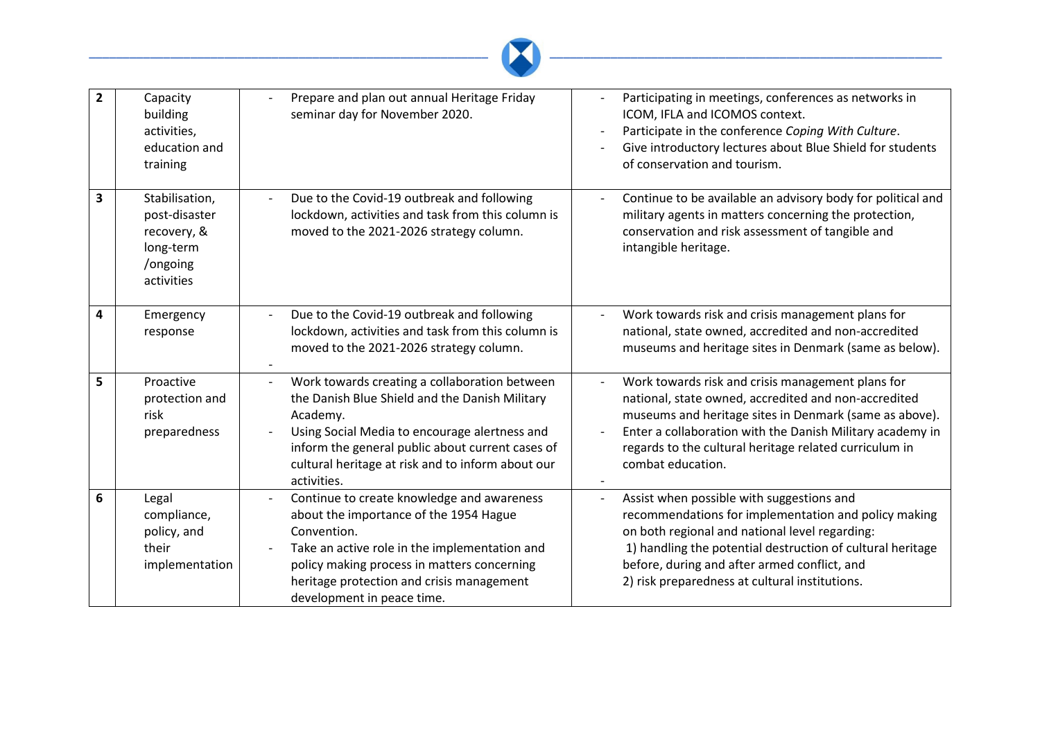| | | | |
|---|---|---|---|
| **2** | Capacity building activities, education and training | - Prepare and plan out annual Heritage Friday seminar day for November 2020. | - Participating in meetings, conferences as networks in ICOM, IFLA and ICOMOS context.<br>- Participate in the conference *Coping With Culture*.<br>- Give introductory lectures about Blue Shield for students of conservation and tourism. |
| **3** | Stabilisation, post-disaster recovery, & long-term /ongoing activities | - Due to the Covid-19 outbreak and following lockdown, activities and task from this column is moved to the 2021-2026 strategy column. | - Continue to be available an advisory body for political and military agents in matters concerning the protection, conservation and risk assessment of tangible and intangible heritage. |
| **4** | Emergency response | - Due to the Covid-19 outbreak and following lockdown, activities and task from this column is moved to the 2021-2026 strategy column.<br>- | - Work towards risk and crisis management plans for national, state owned, accredited and non-accredited museums and heritage sites in Denmark (same as below). |
| **5** | Proactive protection and risk preparedness | - Work towards creating a collaboration between the Danish Blue Shield and the Danish Military Academy.<br>- Using Social Media to encourage alertness and inform the general public about current cases of cultural heritage at risk and to inform about our activities. | - Work towards risk and crisis management plans for national, state owned, accredited and non-accredited museums and heritage sites in Denmark (same as above).<br>- Enter a collaboration with the Danish Military academy in regards to the cultural heritage related curriculum in combat education.<br>- |
| **6** | Legal compliance, policy, and their implementation | - Continue to create knowledge and awareness about the importance of the 1954 Hague Convention.<br>- Take an active role in the implementation and policy making process in matters concerning heritage protection and crisis management development in peace time. | - Assist when possible with suggestions and recommendations for implementation and policy making on both regional and national level regarding:<br>1) handling the potential destruction of cultural heritage before, during and after armed conflict, and<br>2) risk preparedness at cultural institutions. |